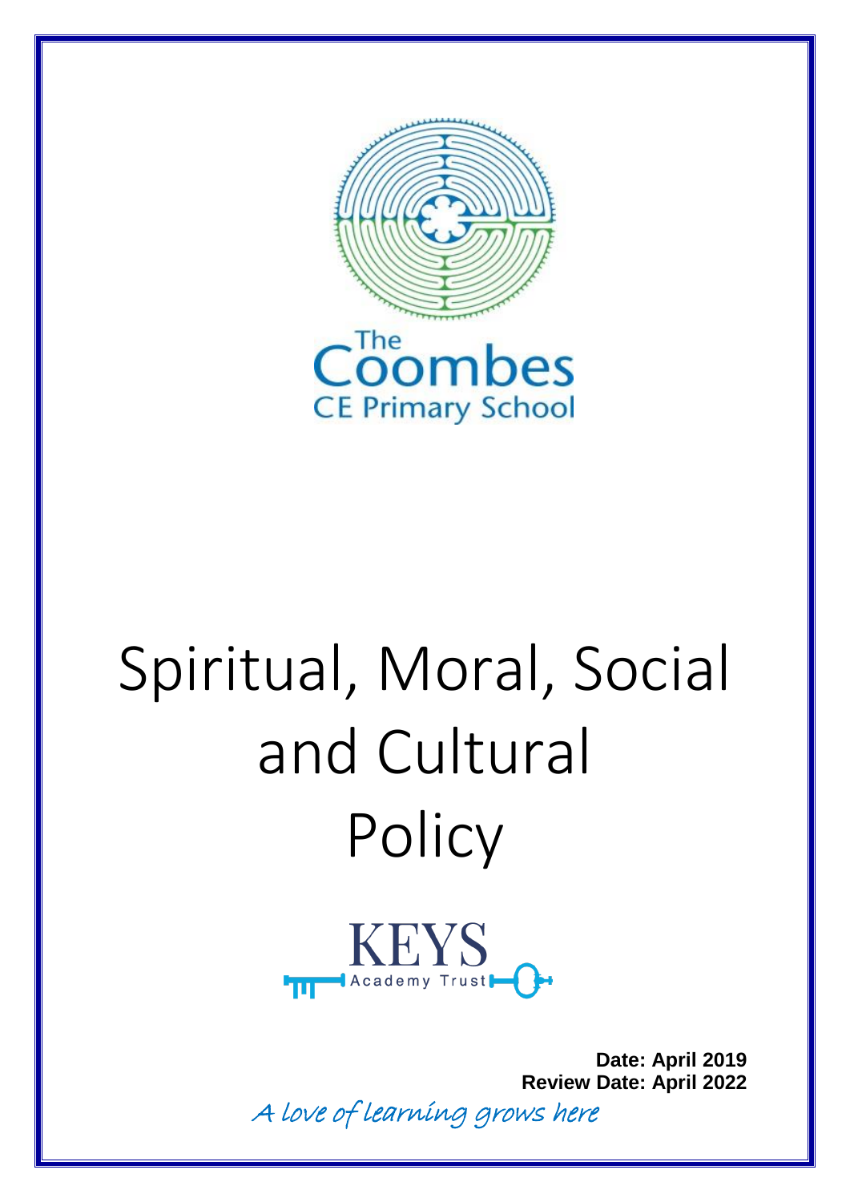The Coombes CE Primary School

# Spiritual, Moral, Social and Cultural Policy

KEYS Academy Trust

**Date: April 2019**
**Review Date: April 2022**

*A love of learning grows here*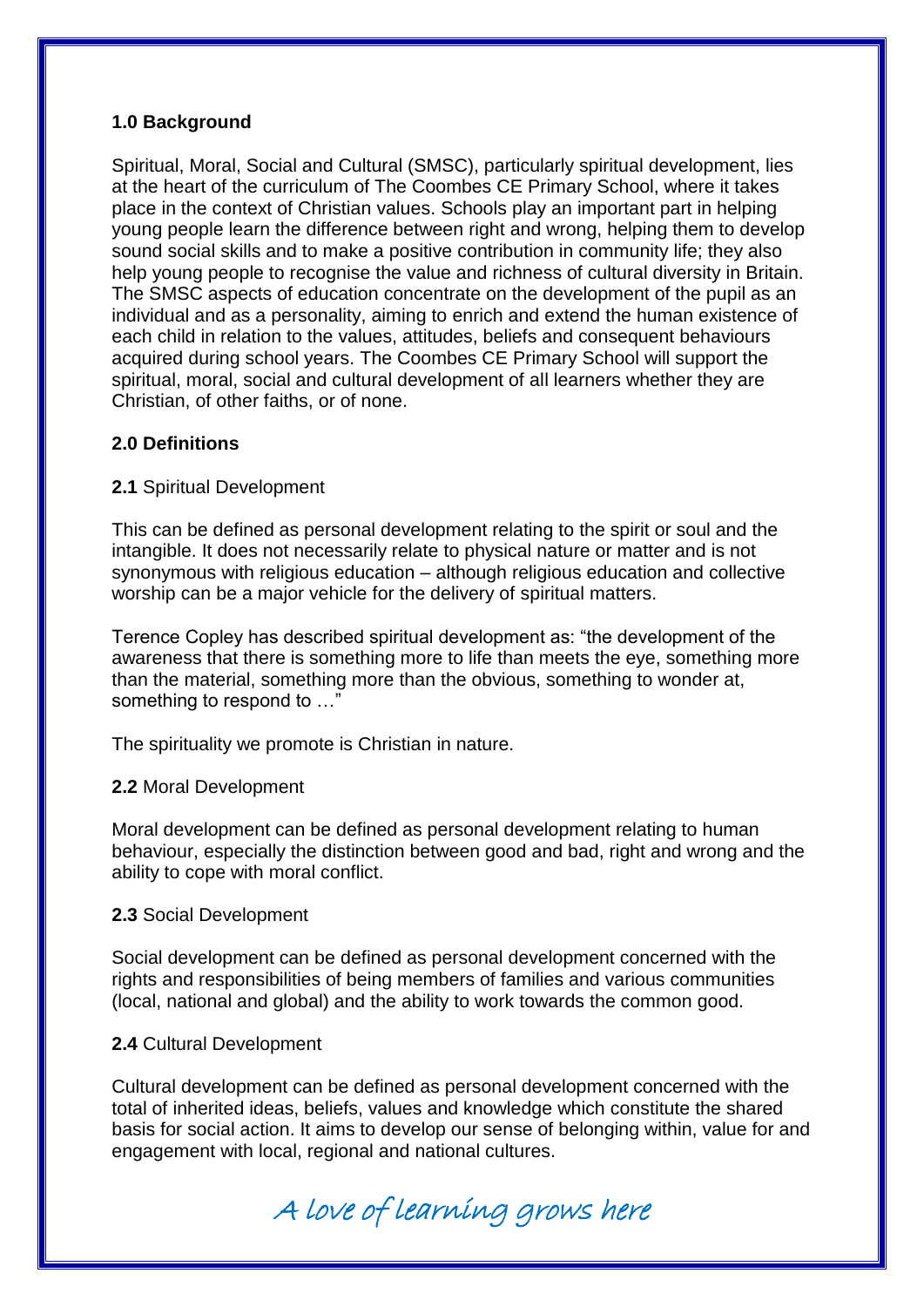## 1.0 Background

Spiritual, Moral, Social and Cultural (SMSC), particularly spiritual development, lies at the heart of the curriculum of The Coombes CE Primary School, where it takes place in the context of Christian values. Schools play an important part in helping young people learn the difference between right and wrong, helping them to develop sound social skills and to make a positive contribution in community life; they also help young people to recognise the value and richness of cultural diversity in Britain. The SMSC aspects of education concentrate on the development of the pupil as an individual and as a personality, aiming to enrich and extend the human existence of each child in relation to the values, attitudes, beliefs and consequent behaviours acquired during school years. The Coombes CE Primary School will support the spiritual, moral, social and cultural development of all learners whether they are Christian, of other faiths, or of none.

## 2.0 Definitions

**2.1** Spiritual Development

This can be defined as personal development relating to the spirit or soul and the intangible. It does not necessarily relate to physical nature or matter and is not synonymous with religious education – although religious education and collective worship can be a major vehicle for the delivery of spiritual matters.

Terence Copley has described spiritual development as: "the development of the awareness that there is something more to life than meets the eye, something more than the material, something more than the obvious, something to wonder at, something to respond to …"

The spirituality we promote is Christian in nature.

**2.2** Moral Development

Moral development can be defined as personal development relating to human behaviour, especially the distinction between good and bad, right and wrong and the ability to cope with moral conflict.

**2.3** Social Development

Social development can be defined as personal development concerned with the rights and responsibilities of being members of families and various communities (local, national and global) and the ability to work towards the common good.

**2.4** Cultural Development

Cultural development can be defined as personal development concerned with the total of inherited ideas, beliefs, values and knowledge which constitute the shared basis for social action. It aims to develop our sense of belonging within, value for and engagement with local, regional and national cultures.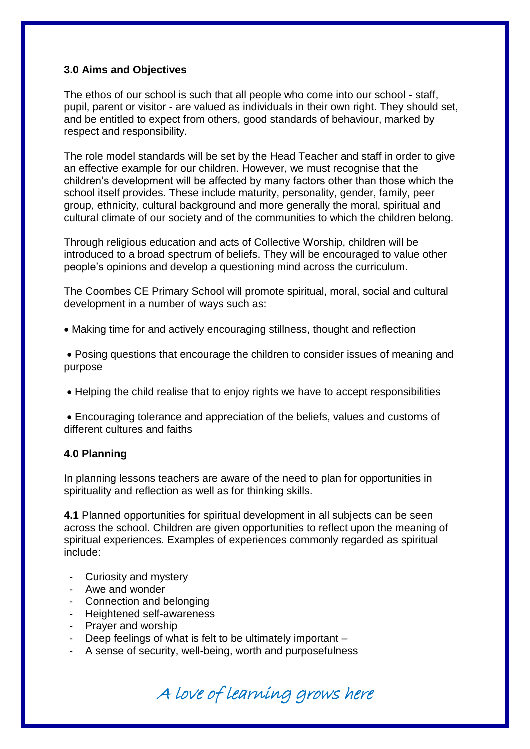### 3.0 Aims and Objectives

The ethos of our school is such that all people who come into our school - staff, pupil, parent or visitor - are valued as individuals in their own right. They should set, and be entitled to expect from others, good standards of behaviour, marked by respect and responsibility.

The role model standards will be set by the Head Teacher and staff in order to give an effective example for our children. However, we must recognise that the children's development will be affected by many factors other than those which the school itself provides. These include maturity, personality, gender, family, peer group, ethnicity, cultural background and more generally the moral, spiritual and cultural climate of our society and of the communities to which the children belong.

Through religious education and acts of Collective Worship, children will be introduced to a broad spectrum of beliefs. They will be encouraged to value other people's opinions and develop a questioning mind across the curriculum.

The Coombes CE Primary School will promote spiritual, moral, social and cultural development in a number of ways such as:

- Making time for and actively encouraging stillness, thought and reflection
- Posing questions that encourage the children to consider issues of meaning and purpose
- Helping the child realise that to enjoy rights we have to accept responsibilities
- Encouraging tolerance and appreciation of the beliefs, values and customs of different cultures and faiths

### 4.0 Planning

In planning lessons teachers are aware of the need to plan for opportunities in spirituality and reflection as well as for thinking skills.

**4.1** Planned opportunities for spiritual development in all subjects can be seen across the school. Children are given opportunities to reflect upon the meaning of spiritual experiences. Examples of experiences commonly regarded as spiritual include:

- Curiosity and mystery
- Awe and wonder
- Connection and belonging
- Heightened self-awareness
- Prayer and worship
- Deep feelings of what is felt to be ultimately important –
- A sense of security, well-being, worth and purposefulness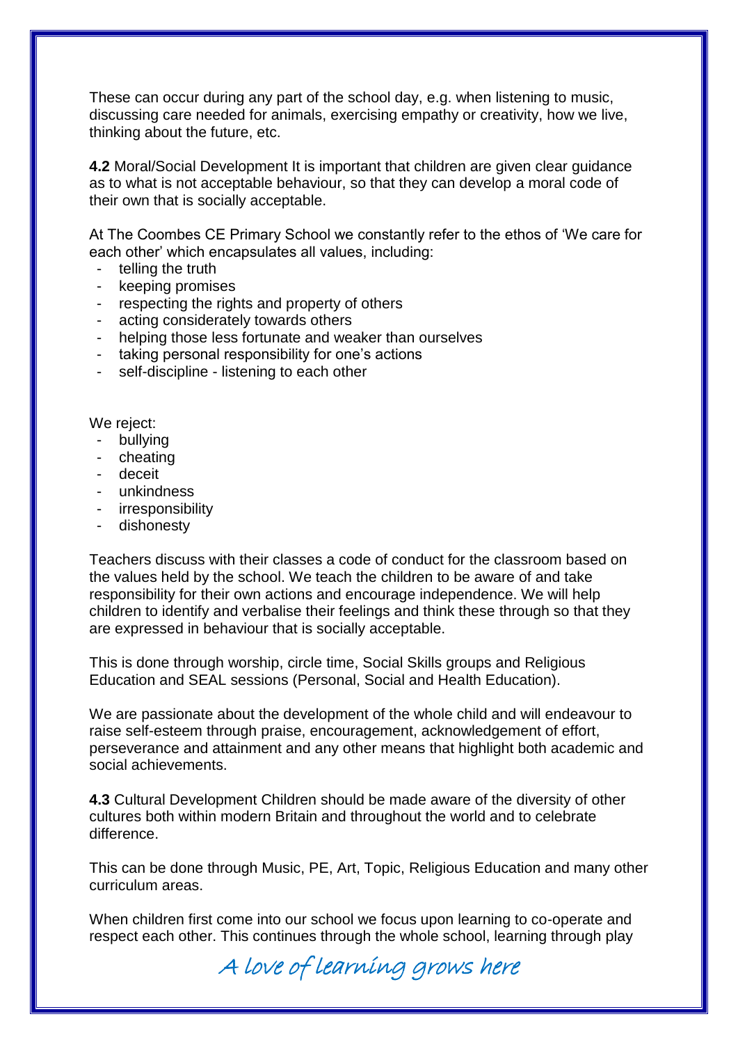These can occur during any part of the school day, e.g. when listening to music, discussing care needed for animals, exercising empathy or creativity, how we live, thinking about the future, etc.

**4.2** Moral/Social Development It is important that children are given clear guidance as to what is not acceptable behaviour, so that they can develop a moral code of their own that is socially acceptable.

At The Coombes CE Primary School we constantly refer to the ethos of 'We care for each other' which encapsulates all values, including:

- telling the truth
- keeping promises
- respecting the rights and property of others
- acting considerately towards others
- helping those less fortunate and weaker than ourselves
- taking personal responsibility for one's actions
- self-discipline - listening to each other

We reject:

- bullying
- cheating
- deceit
- unkindness
- irresponsibility
- dishonesty

Teachers discuss with their classes a code of conduct for the classroom based on the values held by the school. We teach the children to be aware of and take responsibility for their own actions and encourage independence. We will help children to identify and verbalise their feelings and think these through so that they are expressed in behaviour that is socially acceptable.

This is done through worship, circle time, Social Skills groups and Religious Education and SEAL sessions (Personal, Social and Health Education).

We are passionate about the development of the whole child and will endeavour to raise self-esteem through praise, encouragement, acknowledgement of effort, perseverance and attainment and any other means that highlight both academic and social achievements.

**4.3** Cultural Development Children should be made aware of the diversity of other cultures both within modern Britain and throughout the world and to celebrate difference.

This can be done through Music, PE, Art, Topic, Religious Education and many other curriculum areas.

When children first come into our school we focus upon learning to co-operate and respect each other. This continues through the whole school, learning through play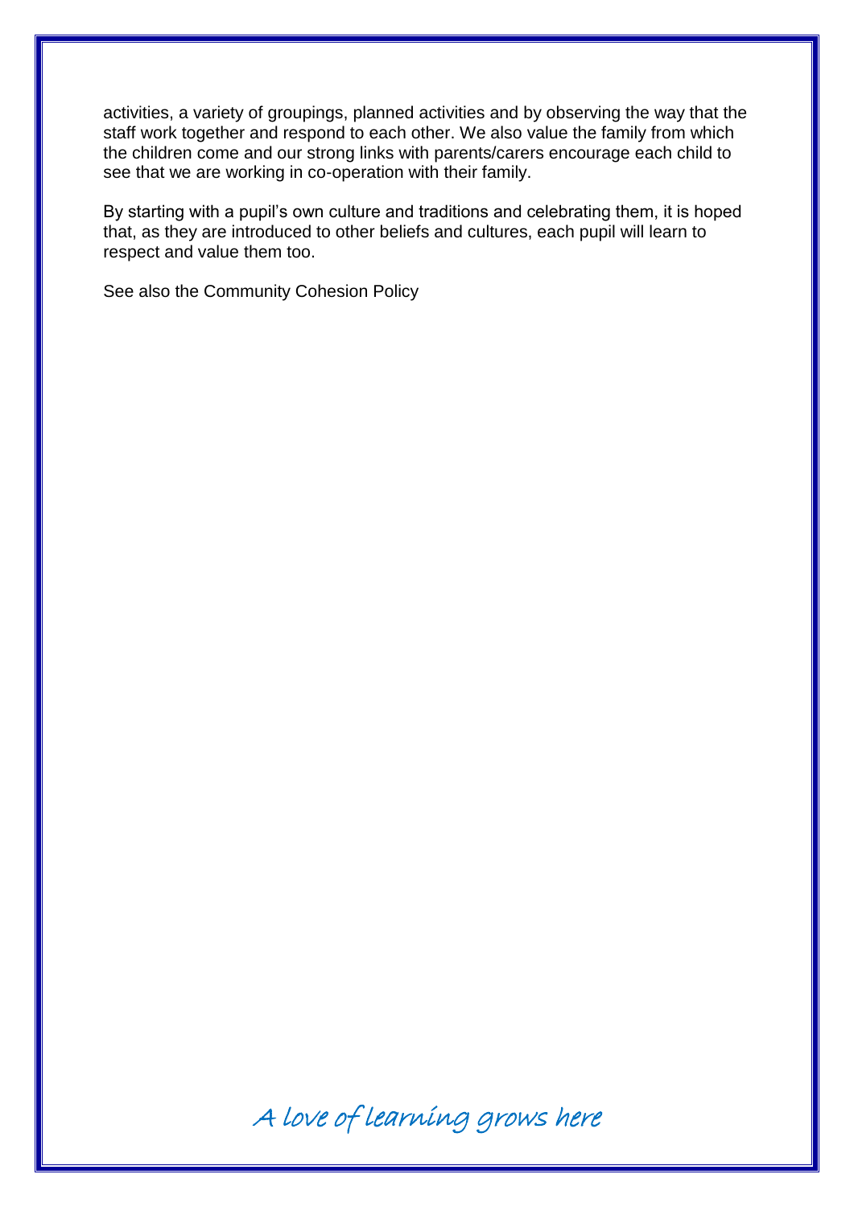activities, a variety of groupings, planned activities and by observing the way that the staff work together and respond to each other. We also value the family from which the children come and our strong links with parents/carers encourage each child to see that we are working in co-operation with their family.

By starting with a pupil's own culture and traditions and celebrating them, it is hoped that, as they are introduced to other beliefs and cultures, each pupil will learn to respect and value them too.

See also the Community Cohesion Policy